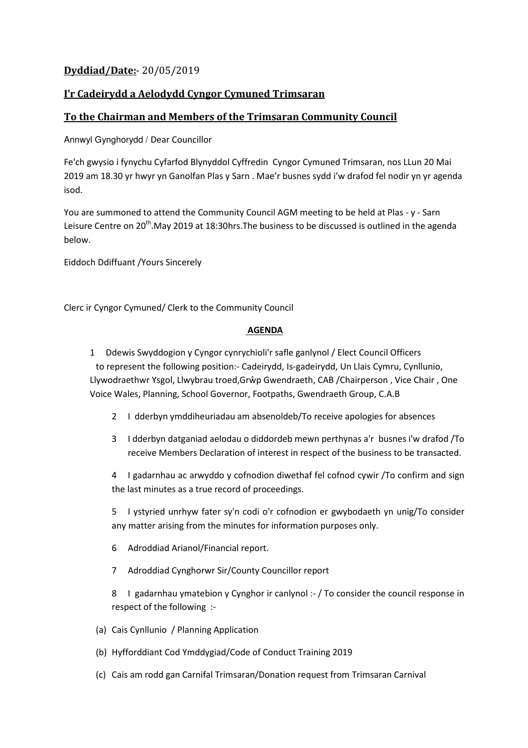**Dyddiad/Date:**- 20/05/2019

**I'r Cadeirydd a Aelodydd Cyngor Cymuned Trimsaran**

**To the Chairman and Members of the Trimsaran Community Council**

Annwyl Gynghorydd / Dear Councillor

Fe'ch gwysio i fynychu Cyfarfod Blynyddol Cyffredin Cyngor Cymuned Trimsaran, nos LLun 20 Mai 2019 am 18.30 yr hwyr yn Ganolfan Plas y Sarn . Mae'r busnes sydd i'w drafod fel nodir yn yr agenda isod.

You are summoned to attend the Community Council AGM meeting to be held at Plas - y - Sarn Leisure Centre on 20th.May 2019 at 18:30hrs.The business to be discussed is outlined in the agenda below.

Eiddoch Ddiffuant /Yours Sincerely

Clerc ir Cyngor Cymuned/ Clerk to the Community Council

**AGENDA**

1 Ddewis Swyddogion y Cyngor cynrychioli'r safle ganlynol / Elect Council Officers to represent the following position:- Cadeirydd, Is-gadeirydd, Un Llais Cymru, Cynllunio, Llywodraethwr Ysgol, Llwybrau troed,Grŵp Gwendraeth, CAB /Chairperson , Vice Chair , One Voice Wales, Planning, School Governor, Footpaths, Gwendraeth Group, C.A.B

2 I dderbyn ymddiheuriadau am absenoldeb/To receive apologies for absences

3 I dderbyn datganiad aelodau o diddordeb mewn perthynas a'r busnes i'w drafod /To receive Members Declaration of interest in respect of the business to be transacted.

4 I gadarnhau ac arwyddo y cofnodion diwethaf fel cofnod cywir /To confirm and sign the last minutes as a true record of proceedings.

5 I ystyried unrhyw fater sy'n codi o'r cofnodion er gwybodaeth yn unig/To consider any matter arising from the minutes for information purposes only.

6 Adroddiad Arianol/Financial report.

7 Adroddiad Cynghorwr Sir/County Councillor report

8 I gadarnhau ymatebion y Cynghor ir canlynol :- / To consider the council response in respect of the following :-

(a) Cais Cynllunio / Planning Application

(b) Hyfforddiant Cod Ymddygiad/Code of Conduct Training 2019

(c) Cais am rodd gan Carnifal Trimsaran/Donation request from Trimsaran Carnival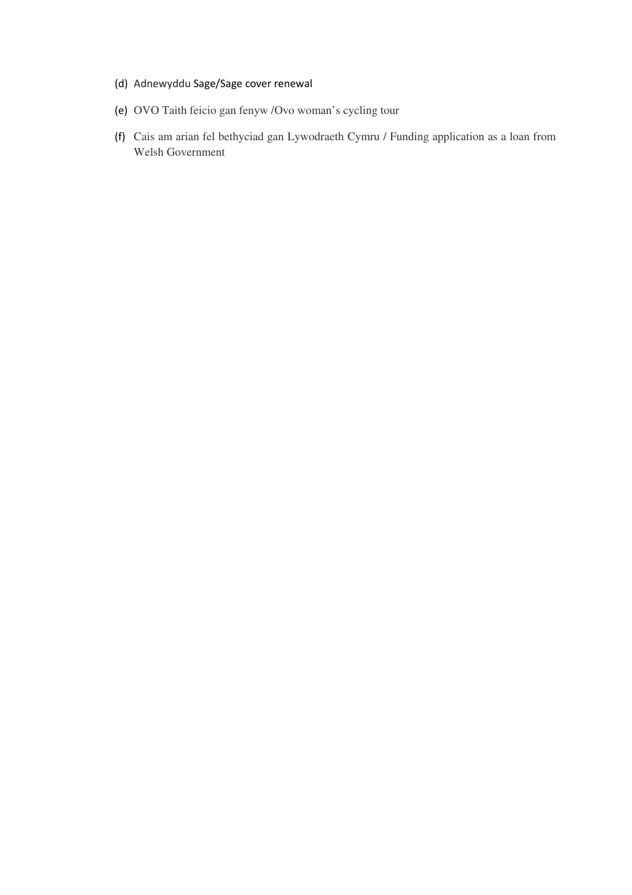(d) Adnewyddu Sage/Sage cover renewal

(e) OVO Taith feicio gan fenyw /Ovo woman's cycling tour

(f) Cais am arian fel bethyciad gan Lywodraeth Cymru / Funding application as a loan from Welsh Government